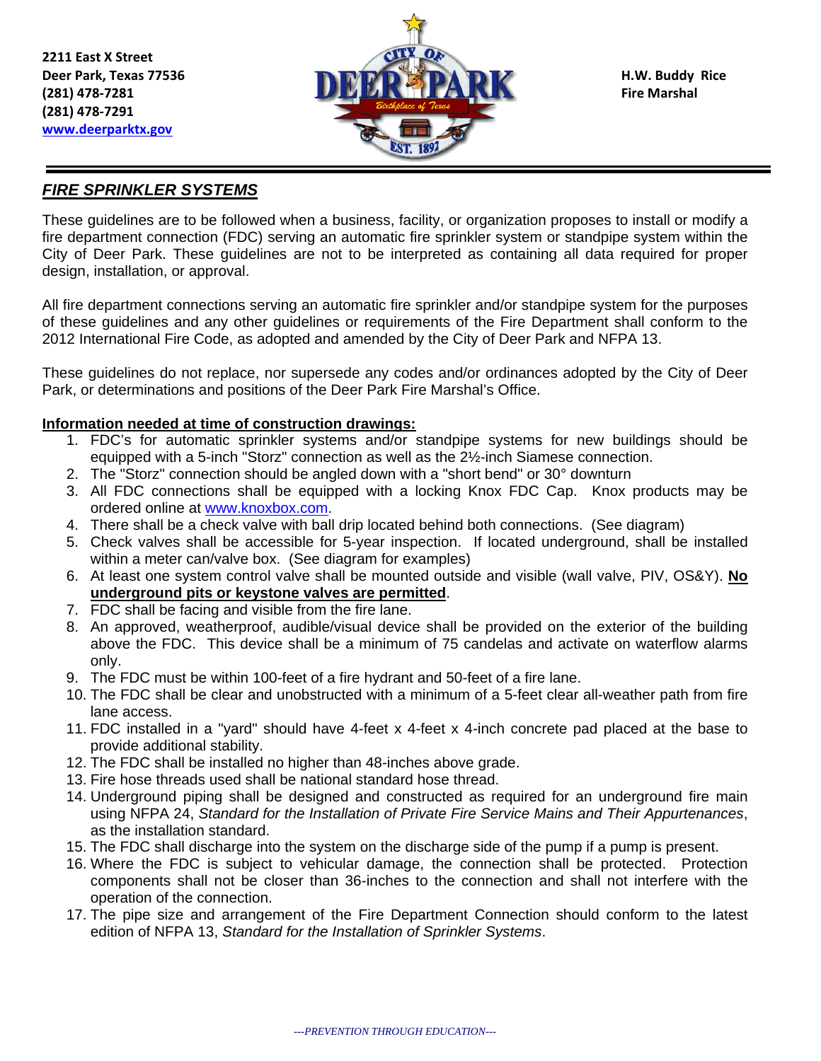2211 East X Street
Deer Park, Texas 77536
(281) 478-7281
(281) 478-7291
[www.deerparktx.gov](http://www.deerparktx.gov)

H.W. Buddy Rice
Fire Marshal

## ***FIRE SPRINKLER SYSTEMS***

These guidelines are to be followed when a business, facility, or organization proposes to install or modify a fire department connection (FDC) serving an automatic fire sprinkler system or standpipe system within the City of Deer Park. These guidelines are not to be interpreted as containing all data required for proper design, installation, or approval.

All fire department connections serving an automatic fire sprinkler and/or standpipe system for the purposes of these guidelines and any other guidelines or requirements of the Fire Department shall conform to the 2012 International Fire Code, as adopted and amended by the City of Deer Park and NFPA 13.

These guidelines do not replace, nor supersede any codes and/or ordinances adopted by the City of Deer Park, or determinations and positions of the Deer Park Fire Marshal's Office.

**Information needed at time of construction drawings:**

1. FDC's for automatic sprinkler systems and/or standpipe systems for new buildings should be equipped with a 5-inch "Storz" connection as well as the 2½-inch Siamese connection.
2. The "Storz" connection should be angled down with a "short bend" or 30° downturn
3. All FDC connections shall be equipped with a locking Knox FDC Cap. Knox products may be ordered online at [www.knoxbox.com](http://www.knoxbox.com).
4. There shall be a check valve with ball drip located behind both connections. (See diagram)
5. Check valves shall be accessible for 5-year inspection. If located underground, shall be installed within a meter can/valve box. (See diagram for examples)
6. At least one system control valve shall be mounted outside and visible (wall valve, PIV, OS&Y). **No underground pits or keystone valves are permitted**.
7. FDC shall be facing and visible from the fire lane.
8. An approved, weatherproof, audible/visual device shall be provided on the exterior of the building above the FDC. This device shall be a minimum of 75 candelas and activate on waterflow alarms only.
9. The FDC must be within 100-feet of a fire hydrant and 50-feet of a fire lane.
10. The FDC shall be clear and unobstructed with a minimum of a 5-feet clear all-weather path from fire lane access.
11. FDC installed in a "yard" should have 4-feet x 4-feet x 4-inch concrete pad placed at the base to provide additional stability.
12. The FDC shall be installed no higher than 48-inches above grade.
13. Fire hose threads used shall be national standard hose thread.
14. Underground piping shall be designed and constructed as required for an underground fire main using NFPA 24, *Standard for the Installation of Private Fire Service Mains and Their Appurtenances*, as the installation standard.
15. The FDC shall discharge into the system on the discharge side of the pump if a pump is present.
16. Where the FDC is subject to vehicular damage, the connection shall be protected. Protection components shall not be closer than 36-inches to the connection and shall not interfere with the operation of the connection.
17. The pipe size and arrangement of the Fire Department Connection should conform to the latest edition of NFPA 13, *Standard for the Installation of Sprinkler Systems*.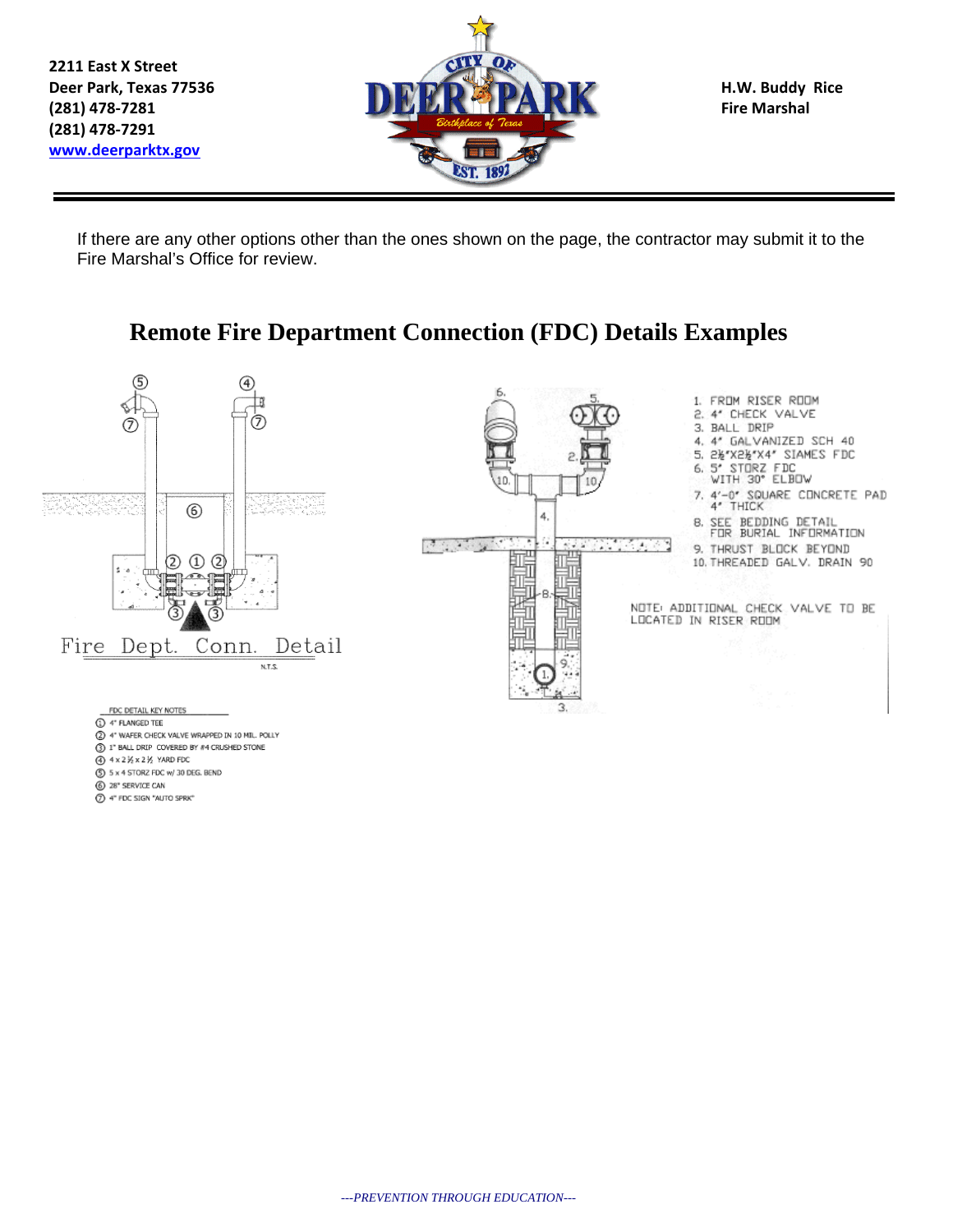2211 East X Street
Deer Park, Texas 77536
(281) 478-7281
(281) 478-7291
www.deerparktx.gov

H.W. Buddy Rice
Fire Marshal

If there are any other options other than the ones shown on the page, the contractor may submit it to the Fire Marshal's Office for review.

# Remote Fire Department Connection (FDC) Details Examples

Fire Dept. Conn. Detail

N.T.S.

FDC DETAIL KEY NOTES

1. 4" FLANGED TEE
2. 4" WAFER CHECK VALVE WRAPPED IN 10 MIL. POLLY
3. 1" BALL DRIP COVERED BY #4 CRUSHED STONE
4. 4 x 2½ x 2½ YARD FDC
5. 5 x 4 STORZ FDC w/ 30 DEG. BEND
6. 28" SERVICE CAN
7. 4" FDC SIGN "AUTO SPRK"

---

1. FROM RISER ROOM
2. 4" CHECK VALVE
3. BALL DRIP
4. 4" GALVANIZED SCH 40
5. 2½"X2½"X4" SIAMES FDC
6. 5" STORZ FDC WITH 30° ELBOW
7. 4'-0" SQUARE CONCRETE PAD 4" THICK
8. SEE BEDDING DETAIL FOR BURIAL INFORMATION
9. THRUST BLOCK BEYOND
10. THREADED GALV. DRAIN 90

NOTE: ADDITIONAL CHECK VALVE TO BE LOCATED IN RISER ROOM

*---PREVENTION THROUGH EDUCATION---*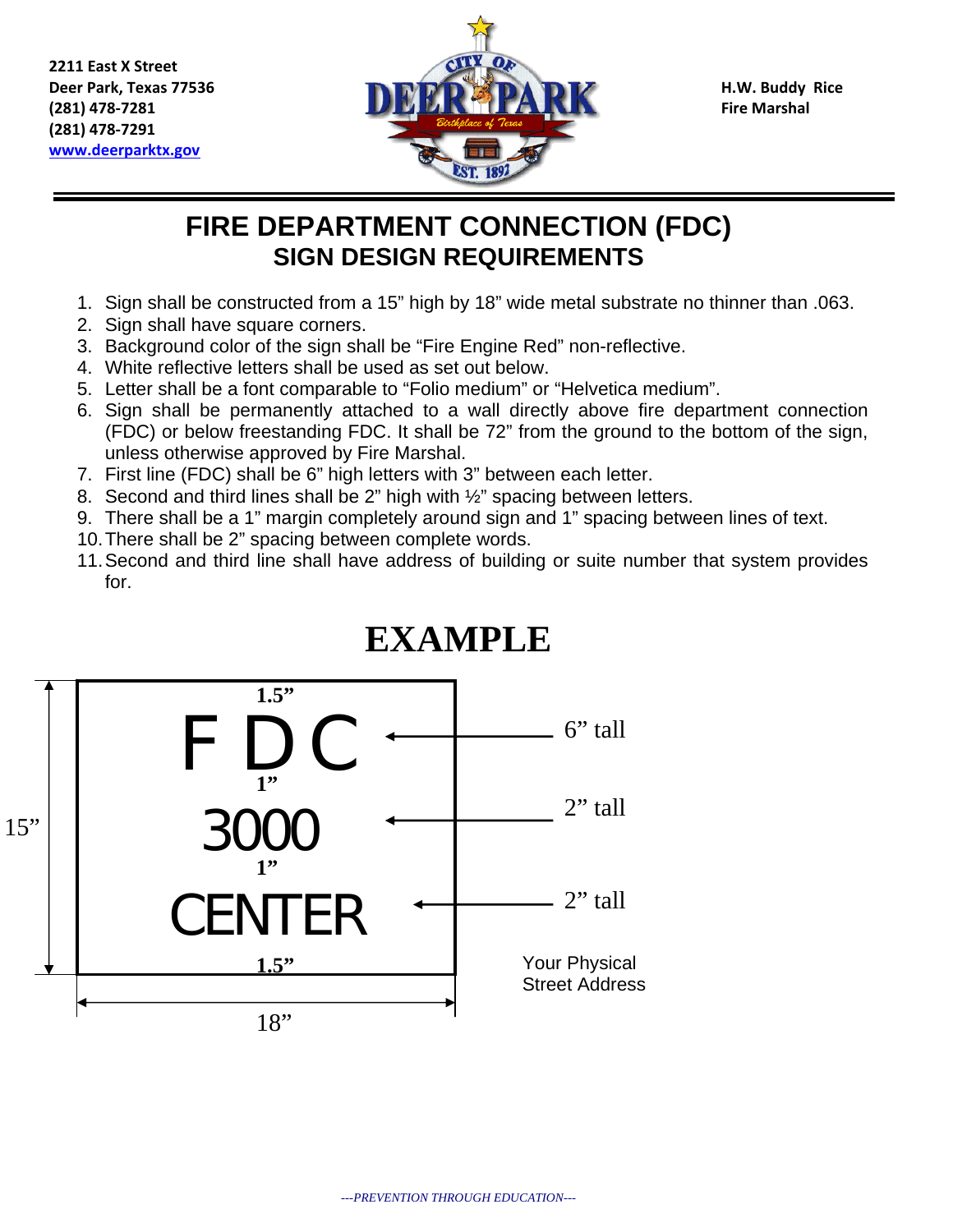2211 East X Street
Deer Park, Texas 77536
(281) 478-7281
(281) 478-7291
www.deerparktx.gov

H.W. Buddy Rice
Fire Marshal

# FIRE DEPARTMENT CONNECTION (FDC)

## SIGN DESIGN REQUIREMENTS

1. Sign shall be constructed from a 15" high by 18" wide metal substrate no thinner than .063.
2. Sign shall have square corners.
3. Background color of the sign shall be "Fire Engine Red" non-reflective.
4. White reflective letters shall be used as set out below.
5. Letter shall be a font comparable to "Folio medium" or "Helvetica medium".
6. Sign shall be permanently attached to a wall directly above fire department connection (FDC) or below freestanding FDC. It shall be 72" from the ground to the bottom of the sign, unless otherwise approved by Fire Marshal.
7. First line (FDC) shall be 6" high letters with 3" between each letter.
8. Second and third lines shall be 2" high with ½" spacing between letters.
9. There shall be a 1" margin completely around sign and 1" spacing between lines of text.
10. There shall be 2" spacing between complete words.
11. Second and third line shall have address of building or suite number that system provides for.

# EXAMPLE

1.5"
F D C — 6" tall
1"
3000 — 2" tall
1"
CENTER — 2" tall
1.5"

15"
18"

Your Physical Street Address

*---PREVENTION THROUGH EDUCATION---*